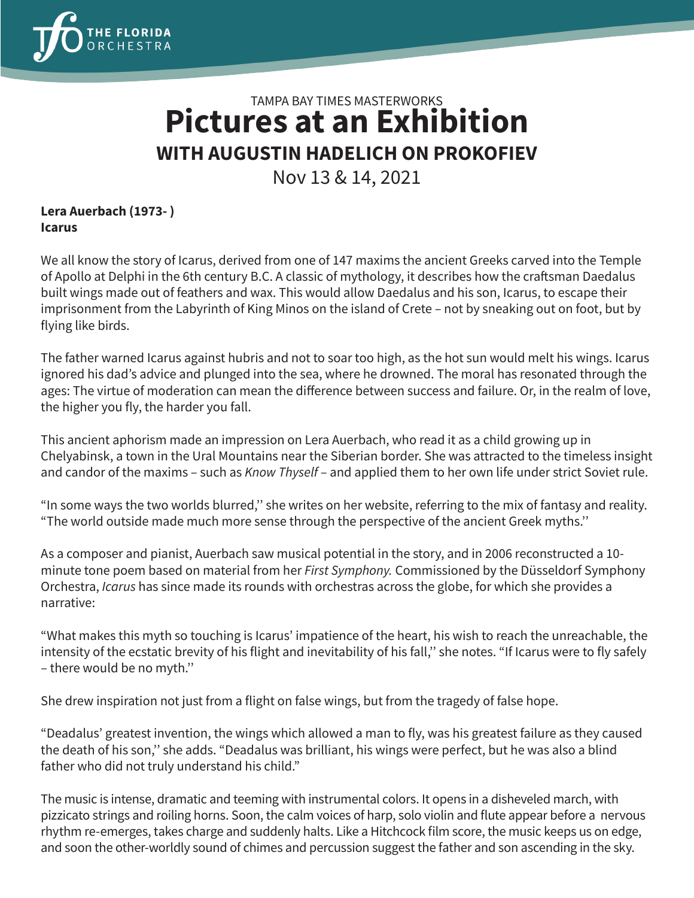TAMPA BAY TIMES MASTERWORKS

# Pictures at an Exhibition

## WITH AUGUSTIN HADELICH ON PROKOFIEV

Nov 13 & 14, 2021

**Lera Auerbach (1973- )**
**Icarus**

We all know the story of Icarus, derived from one of 147 maxims the ancient Greeks carved into the Temple of Apollo at Delphi in the 6th century B.C. A classic of mythology, it describes how the craftsman Daedalus built wings made out of feathers and wax. This would allow Daedalus and his son, Icarus, to escape their imprisonment from the Labyrinth of King Minos on the island of Crete – not by sneaking out on foot, but by flying like birds.

The father warned Icarus against hubris and not to soar too high, as the hot sun would melt his wings. Icarus ignored his dad's advice and plunged into the sea, where he drowned. The moral has resonated through the ages: The virtue of moderation can mean the difference between success and failure. Or, in the realm of love, the higher you fly, the harder you fall.

This ancient aphorism made an impression on Lera Auerbach, who read it as a child growing up in Chelyabinsk, a town in the Ural Mountains near the Siberian border. She was attracted to the timeless insight and candor of the maxims – such as *Know Thyself* – and applied them to her own life under strict Soviet rule.

"In some ways the two worlds blurred,'' she writes on her website, referring to the mix of fantasy and reality. "The world outside made much more sense through the perspective of the ancient Greek myths.''

As a composer and pianist, Auerbach saw musical potential in the story, and in 2006 reconstructed a 10-minute tone poem based on material from her *First Symphony.* Commissioned by the Düsseldorf Symphony Orchestra, *Icarus* has since made its rounds with orchestras across the globe, for which she provides a narrative:

"What makes this myth so touching is Icarus' impatience of the heart, his wish to reach the unreachable, the intensity of the ecstatic brevity of his flight and inevitability of his fall,'' she notes. "If Icarus were to fly safely – there would be no myth.''

She drew inspiration not just from a flight on false wings, but from the tragedy of false hope.

"Deadalus' greatest invention, the wings which allowed a man to fly, was his greatest failure as they caused the death of his son,'' she adds. "Deadalus was brilliant, his wings were perfect, but he was also a blind father who did not truly understand his child."

The music is intense, dramatic and teeming with instrumental colors. It opens in a disheveled march, with pizzicato strings and roiling horns. Soon, the calm voices of harp, solo violin and flute appear before a nervous rhythm re-emerges, takes charge and suddenly halts. Like a Hitchcock film score, the music keeps us on edge, and soon the other-worldly sound of chimes and percussion suggest the father and son ascending in the sky.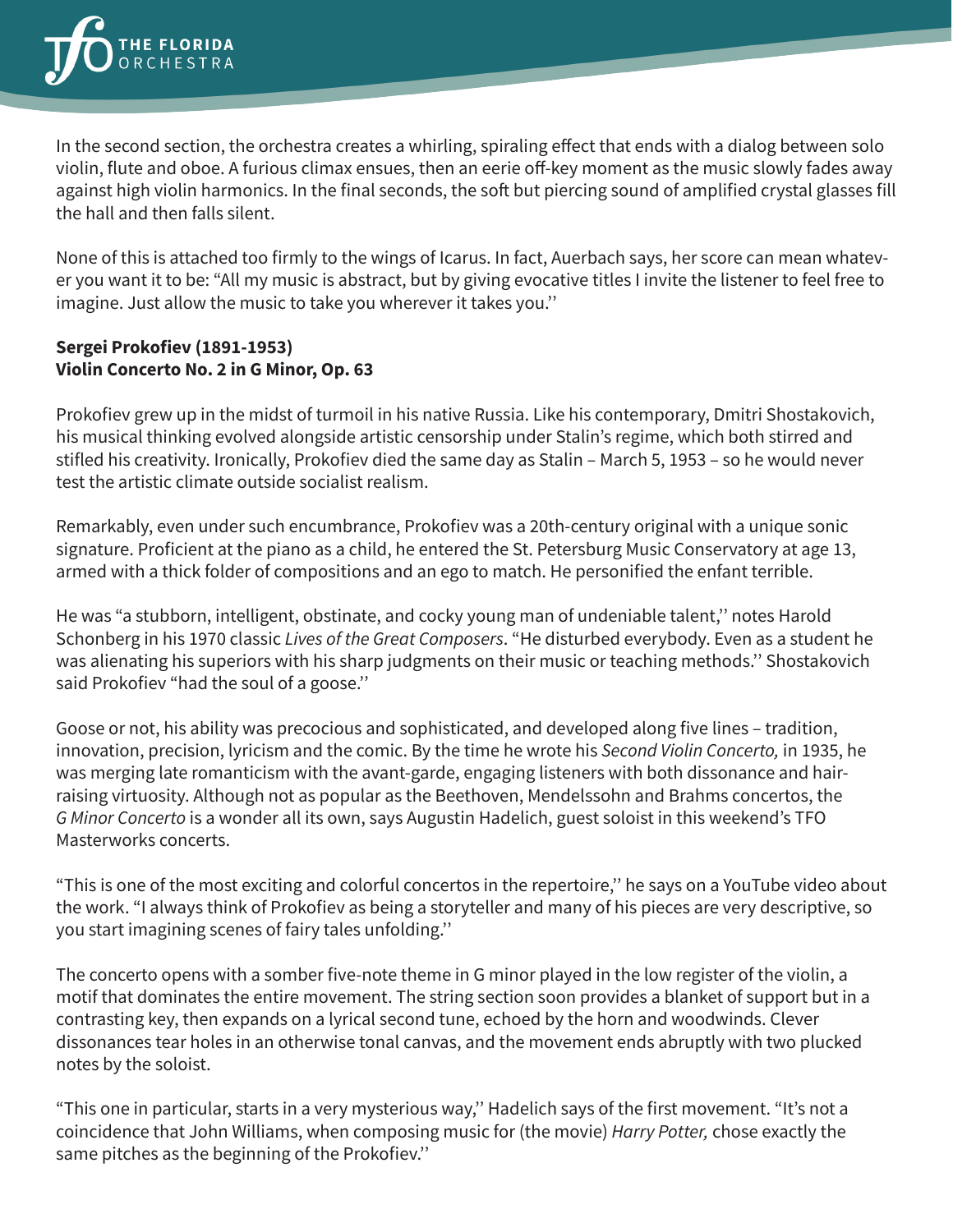In the second section, the orchestra creates a whirling, spiraling effect that ends with a dialog between solo violin, flute and oboe. A furious climax ensues, then an eerie off-key moment as the music slowly fades away against high violin harmonics. In the final seconds, the soft but piercing sound of amplified crystal glasses fill the hall and then falls silent.

None of this is attached too firmly to the wings of Icarus. In fact, Auerbach says, her score can mean whatever you want it to be: "All my music is abstract, but by giving evocative titles I invite the listener to feel free to imagine. Just allow the music to take you wherever it takes you.''

**Sergei Prokofiev (1891-1953)**
**Violin Concerto No. 2 in G Minor, Op. 63**

Prokofiev grew up in the midst of turmoil in his native Russia. Like his contemporary, Dmitri Shostakovich, his musical thinking evolved alongside artistic censorship under Stalin's regime, which both stirred and stifled his creativity. Ironically, Prokofiev died the same day as Stalin – March 5, 1953 – so he would never test the artistic climate outside socialist realism.

Remarkably, even under such encumbrance, Prokofiev was a 20th-century original with a unique sonic signature. Proficient at the piano as a child, he entered the St. Petersburg Music Conservatory at age 13, armed with a thick folder of compositions and an ego to match. He personified the enfant terrible.

He was "a stubborn, intelligent, obstinate, and cocky young man of undeniable talent,'' notes Harold Schonberg in his 1970 classic *Lives of the Great Composers*. "He disturbed everybody. Even as a student he was alienating his superiors with his sharp judgments on their music or teaching methods.'' Shostakovich said Prokofiev "had the soul of a goose.''

Goose or not, his ability was precocious and sophisticated, and developed along five lines – tradition, innovation, precision, lyricism and the comic. By the time he wrote his *Second Violin Concerto,* in 1935, he was merging late romanticism with the avant-garde, engaging listeners with both dissonance and hair-raising virtuosity. Although not as popular as the Beethoven, Mendelssohn and Brahms concertos, the *G Minor Concerto* is a wonder all its own, says Augustin Hadelich, guest soloist in this weekend's TFO Masterworks concerts.

"This is one of the most exciting and colorful concertos in the repertoire,'' he says on a YouTube video about the work. "I always think of Prokofiev as being a storyteller and many of his pieces are very descriptive, so you start imagining scenes of fairy tales unfolding.''

The concerto opens with a somber five-note theme in G minor played in the low register of the violin, a motif that dominates the entire movement. The string section soon provides a blanket of support but in a contrasting key, then expands on a lyrical second tune, echoed by the horn and woodwinds. Clever dissonances tear holes in an otherwise tonal canvas, and the movement ends abruptly with two plucked notes by the soloist.

"This one in particular, starts in a very mysterious way,'' Hadelich says of the first movement. "It's not a coincidence that John Williams, when composing music for (the movie) *Harry Potter,* chose exactly the same pitches as the beginning of the Prokofiev.''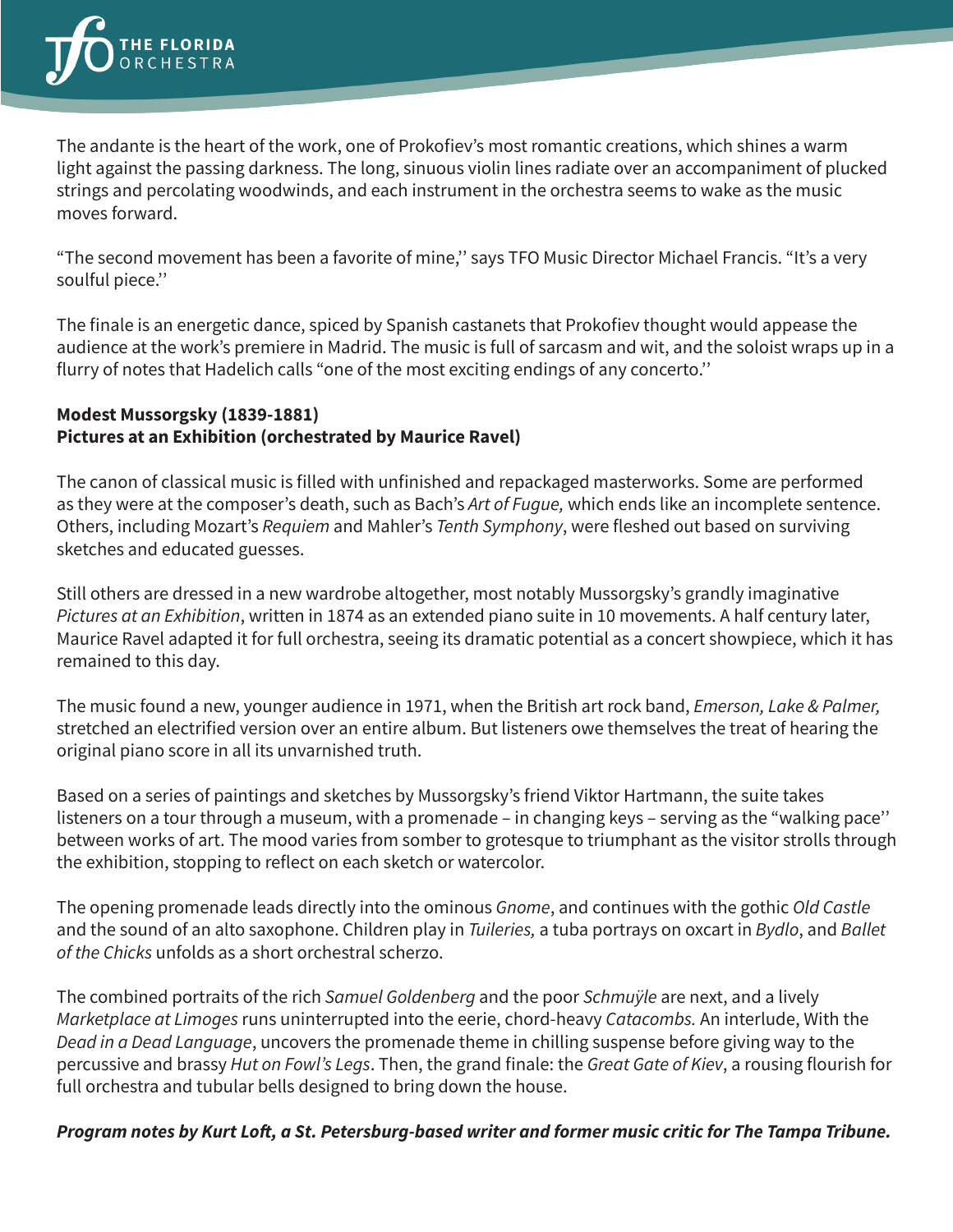The andante is the heart of the work, one of Prokofiev's most romantic creations, which shines a warm light against the passing darkness. The long, sinuous violin lines radiate over an accompaniment of plucked strings and percolating woodwinds, and each instrument in the orchestra seems to wake as the music moves forward.

"The second movement has been a favorite of mine,'' says TFO Music Director Michael Francis. "It's a very soulful piece.''

The finale is an energetic dance, spiced by Spanish castanets that Prokofiev thought would appease the audience at the work's premiere in Madrid. The music is full of sarcasm and wit, and the soloist wraps up in a flurry of notes that Hadelich calls "one of the most exciting endings of any concerto.''

**Modest Mussorgsky (1839-1881)**
**Pictures at an Exhibition (orchestrated by Maurice Ravel)**

The canon of classical music is filled with unfinished and repackaged masterworks. Some are performed as they were at the composer's death, such as Bach's *Art of Fugue,* which ends like an incomplete sentence. Others, including Mozart's *Requiem* and Mahler's *Tenth Symphony*, were fleshed out based on surviving sketches and educated guesses.

Still others are dressed in a new wardrobe altogether, most notably Mussorgsky's grandly imaginative *Pictures at an Exhibition*, written in 1874 as an extended piano suite in 10 movements. A half century later, Maurice Ravel adapted it for full orchestra, seeing its dramatic potential as a concert showpiece, which it has remained to this day.

The music found a new, younger audience in 1971, when the British art rock band, *Emerson, Lake & Palmer,* stretched an electrified version over an entire album. But listeners owe themselves the treat of hearing the original piano score in all its unvarnished truth.

Based on a series of paintings and sketches by Mussorgsky's friend Viktor Hartmann, the suite takes listeners on a tour through a museum, with a promenade – in changing keys – serving as the "walking pace'' between works of art. The mood varies from somber to grotesque to triumphant as the visitor strolls through the exhibition, stopping to reflect on each sketch or watercolor.

The opening promenade leads directly into the ominous *Gnome*, and continues with the gothic *Old Castle* and the sound of an alto saxophone. Children play in *Tuileries,* a tuba portrays on oxcart in *Bydlo*, and *Ballet of the Chicks* unfolds as a short orchestral scherzo.

The combined portraits of the rich *Samuel Goldenberg* and the poor *Schmuÿle* are next, and a lively *Marketplace at Limoges* runs uninterrupted into the eerie, chord-heavy *Catacombs.* An interlude, With the *Dead in a Dead Language*, uncovers the promenade theme in chilling suspense before giving way to the percussive and brassy *Hut on Fowl's Legs*. Then, the grand finale: the *Great Gate of Kiev*, a rousing flourish for full orchestra and tubular bells designed to bring down the house.

***Program notes by Kurt Loft, a St. Petersburg-based writer and former music critic for The Tampa Tribune.***